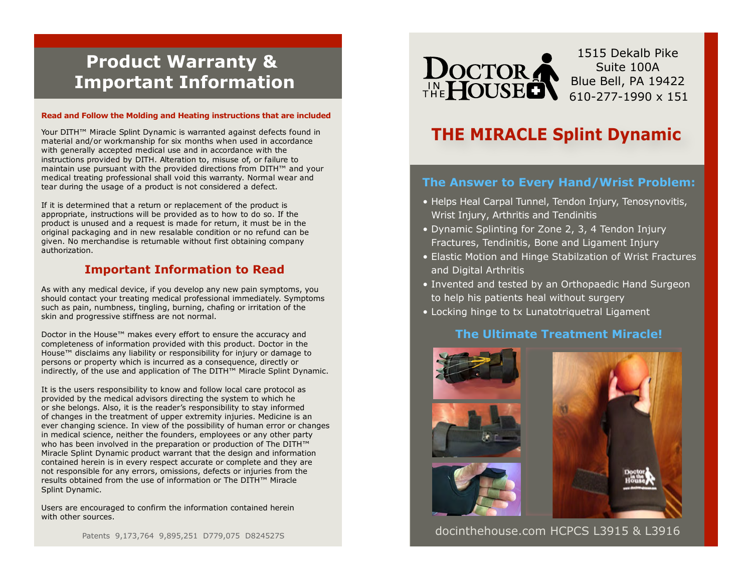# Product Warranty & Important Information

**Read and Follow the Molding and Heating instructions that are included**

Your DITH™ Miracle Splint Dynamic is warranted against defects found in material and/or workmanship for six months when used in accordance with generally accepted medical use and in accordance with the instructions provided by DITH. Alteration to, misuse of, or failure to maintain use pursuant with the provided directions from DITH™ and your medical treating professional shall void this warranty. Normal wear and tear during the usage of a product is not considered a defect.

If it is determined that a return or replacement of the product is appropriate, instructions will be provided as to how to do so. If the product is unused and a request is made for return, it must be in the original packaging and in new resalable condition or no refund can be given. No merchandise is returnable without first obtaining company authorization.

## Important Information to Read

As with any medical device, if you develop any new pain symptoms, you should contact your treating medical professional immediately. Symptoms such as pain, numbness, tingling, burning, chafing or irritation of the skin and progressive stiffness are not normal.

Doctor in the House™ makes every effort to ensure the accuracy and completeness of information provided with this product. Doctor in the House™ disclaims any liability or responsibility for injury or damage to persons or property which is incurred as a consequence, directly or indirectly, of the use and application of The DITH™ Miracle Splint Dynamic.

It is the users responsibility to know and follow local care protocol as provided by the medical advisors directing the system to which he or she belongs. Also, it is the reader's responsibility to stay informed of changes in the treatment of upper extremity injuries. Medicine is an ever changing science. In view of the possibility of human error or changes in medical science, neither the founders, employees or any other party who has been involved in the preparation or production of The DITH™ Miracle Splint Dynamic product warrant that the design and information contained herein is in every respect accurate or complete and they are not responsible for any errors, omissions, defects or injuries from the results obtained from the use of information or The DITH™ Miracle Splint Dynamic.

Users are encouraged to confirm the information contained herein with other sources.

Patents 9,173,764 9,895,251 D779,075 D824527S

---

DOCTOR IN THE HOUSE

1515 Dekalb Pike
Suite 100A
Blue Bell, PA 19422
610-277-1990 x 151

# THE MIRACLE Splint Dynamic

## The Answer to Every Hand/Wrist Problem:

- Helps Heal Carpal Tunnel, Tendon Injury, Tenosynovitis, Wrist Injury, Arthritis and Tendinitis
- Dynamic Splinting for Zone 2, 3, 4 Tendon Injury Fractures, Tendinitis, Bone and Ligament Injury
- Elastic Motion and Hinge Stabilzation of Wrist Fractures and Digital Arthritis
- Invented and tested by an Orthopaedic Hand Surgeon to help his patients heal without surgery
- Locking hinge to tx Lunatotriquetral Ligament

## The Ultimate Treatment Miracle!

docinthehouse.com HCPCS L3915 & L3916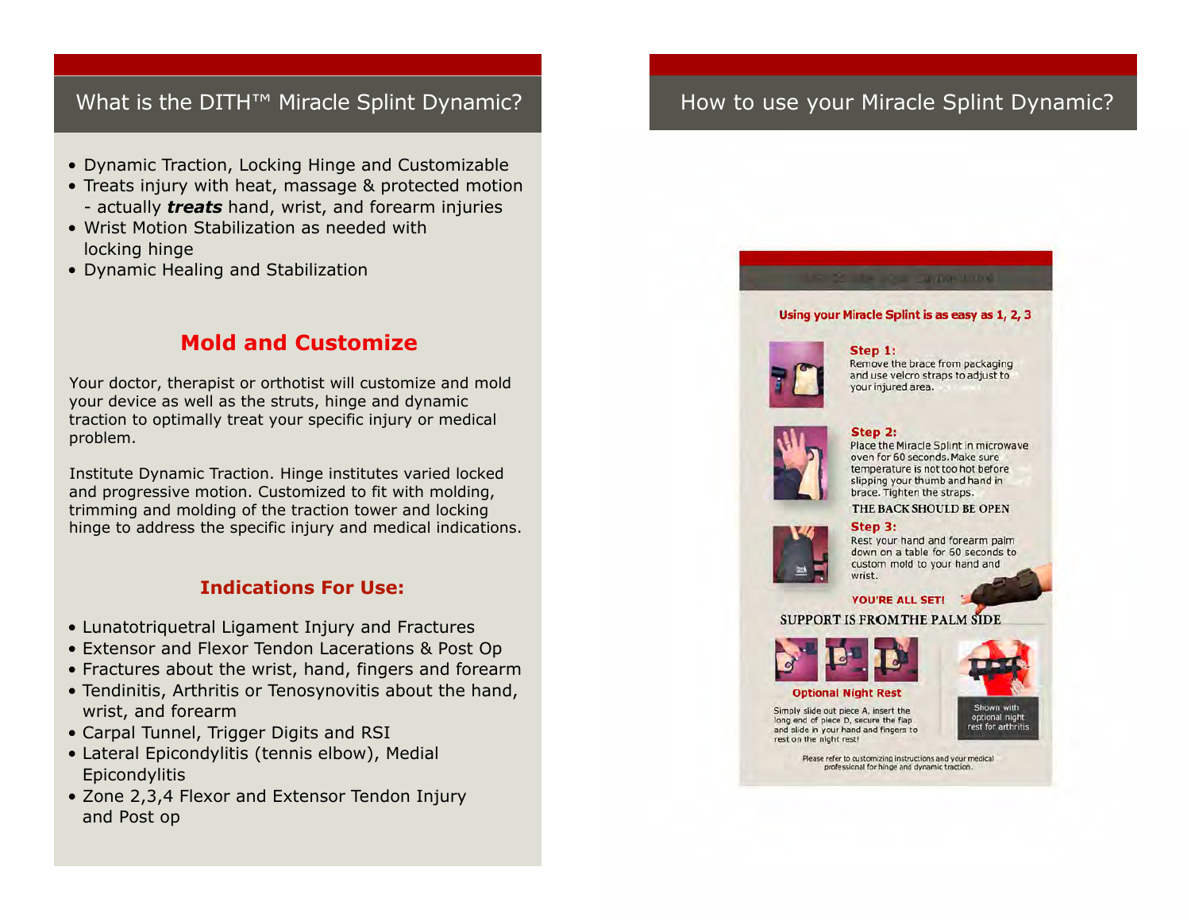## What is the DITH™ Miracle Splint Dynamic?

- Dynamic Traction, Locking Hinge and Customizable
- Treats injury with heat, massage & protected motion - actually ***treats*** hand, wrist, and forearm injuries
- Wrist Motion Stabilization as needed with locking hinge
- Dynamic Healing and Stabilization

### Mold and Customize

Your doctor, therapist or orthotist will customize and mold your device as well as the struts, hinge and dynamic traction to optimally treat your specific injury or medical problem.

Institute Dynamic Traction. Hinge institutes varied locked and progressive motion. Customized to fit with molding, trimming and molding of the traction tower and locking hinge to address the specific injury and medical indications.

### Indications For Use:

- Lunatotriquetral Ligament Injury and Fractures
- Extensor and Flexor Tendon Lacerations & Post Op
- Fractures about the wrist, hand, fingers and forearm
- Tendinitis, Arthritis or Tenosynovitis about the hand, wrist, and forearm
- Carpal Tunnel, Trigger Digits and RSI
- Lateral Epicondylitis (tennis elbow), Medial Epicondylitis
- Zone 2,3,4 Flexor and Extensor Tendon Injury and Post op

## How to use your Miracle Splint Dynamic?

**Using your Miracle Splint is as easy as 1, 2, 3**

**Step 1:**
Remove the brace from packaging and use velcro straps to adjust to your injured area.

**Step 2:**
Place the Miracle Splint in microwave oven for 60 seconds. Make sure temperature is not too hot before slipping your thumb and hand in brace. Tighten the straps.

THE BACK SHOULD BE OPEN

**Step 3:**
Rest your hand and forearm palm down on a table for 60 seconds to custom mold to your hand and wrist.

**YOU'RE ALL SET!**

SUPPORT IS FROM THE PALM SIDE

**Optional Night Rest**

Simply slide out piece A, insert the long end of piece D, secure the flap and slide in your hand and fingers to rest on the night rest!

Shown with optional night rest for arthritis

Please refer to customizing instructions and your medical professional for hinge and dynamic traction.